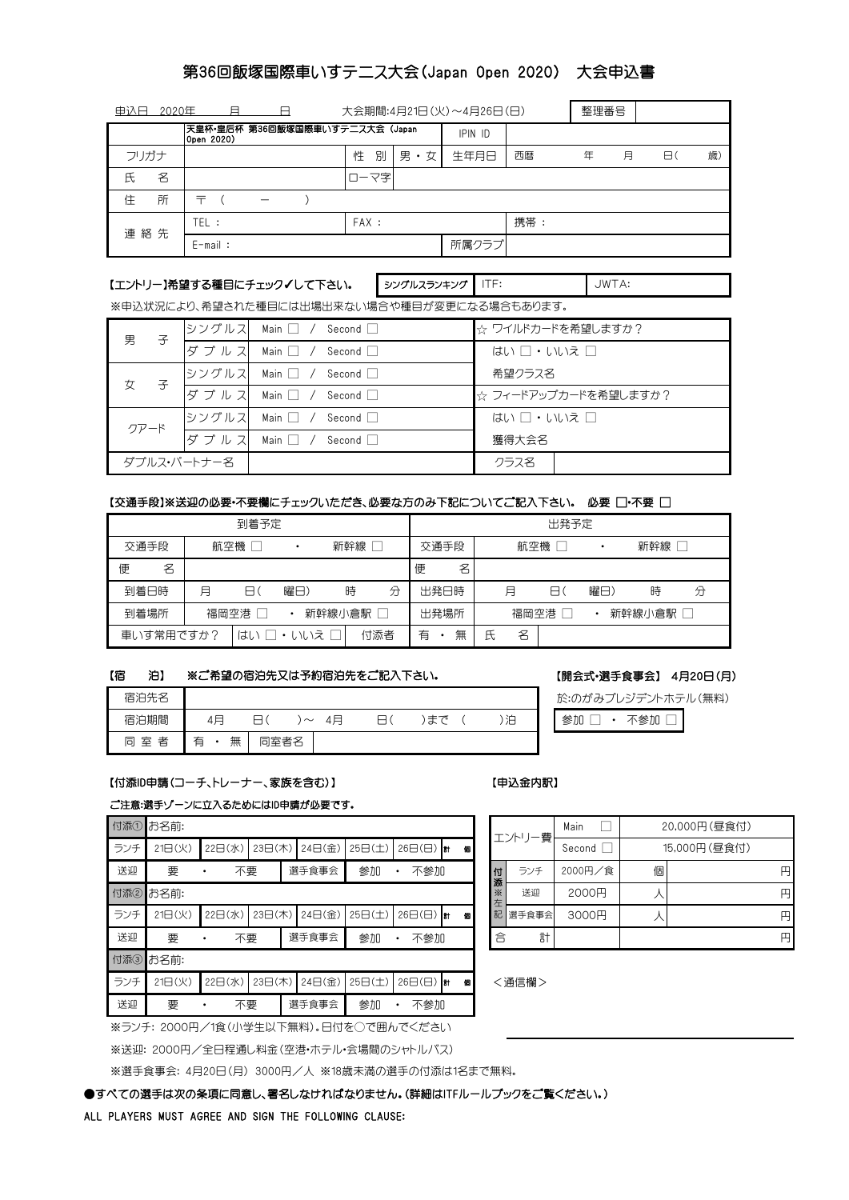# 第36回飯塚国際車いすテニス大会(Japan Open 2020)　大会申込書

| 申込日　2020年　　月　　日 | | 大会期間:4月21日(火)～4月26日(日) | | | 整理番号 | |
|---|---|---|---|---|---|---|
| | 天皇杯・皇后杯 第36回飯塚国際車いすテニス大会 (Japan Open 2020) | | | IPIN ID | | |
| フリガナ | | 性　別 | 男・女 | 生年月日 | 西暦　　年　　月　　日(　　歳) | |
| 氏　名 | | ローマ字 | | | | |
| 住　所 | 〒 (　　－　　) | | | | | |
| 連絡先 | TEL： | FAX： | | | 携帯： | |
| | E-mail： | | | 所属クラブ | | |

**【エントリー】希望する種目にチェック✓して下さい。**

| シングルスランキング | ITF: | JWTA: |
|---|---|---|

※申込状況により、希望された種目には出場出来ない場合や種目が変更になる場合もあります。

| | | | |
|---|---|---|---|
| 男　子 | シングルス | Main □　/　Second □ | ☆ ワイルドカードを希望しますか？ |
| | ダブルス | Main □　/　Second □ | はい □・いいえ □ |
| 女　子 | シングルス | Main □　/　Second □ | 希望クラス名 |
| | ダブルス | Main □　/　Second □ | ☆ フィードアップカードを希望しますか？ |
| クアード | シングルス | Main □　/　Second □ | はい □・いいえ □ |
| | ダブルス | Main □　/　Second □ | 獲得大会名 |
| ダブルス・パートナー名 | | | クラス名 |

**【交通手段】※送迎の必要・不要欄にチェックいただき、必要な方のみ下記についてご記入下さい。　必要 □・不要 □**

| 到着予定 | | | 出発予定 | | |
|---|---|---|---|---|---|
| 交通手段 | 航空機 □　・　新幹線 □ | | 交通手段 | 航空機 □　・　新幹線 □ | |
| 便　名 | | | 便　名 | | |
| 到着日時 | 月　　日(　　曜日)　　時　　分 | | 出発日時 | 月　　日(　　曜日)　　時　　分 | |
| 到着場所 | 福岡空港 □　・　新幹線小倉駅 □ | | 出発場所 | 福岡空港 □　・　新幹線小倉駅 □ | |
| 車いす常用ですか？ | はい □・いいえ □ | 付添者 | 有 ・ 無 | 氏　名 | |

**【宿　泊】　※ご希望の宿泊先又は予約宿泊先をご記入下さい。**

| | |
|---|---|
| 宿泊先名 | |
| 宿泊期間 | 4月　　日(　　)～ 4月　　日(　　)まで (　　)泊 |
| 同室者 | 有 ・ 無　　同室者名 |

**【開会式・選手食事会】　4月20日(月)**

於:のがみプレジデントホテル(無料)

参加 □ ・ 不参加 □

**【付添ID申請(コーチ、トレーナー、家族を含む)】**

**ご注意:選手ゾーンに立入るためにはID申請が必要です。**

| | | | | | | | |
|---|---|---|---|---|---|---|---|
| 付添① | お名前: | | | | | | |
| ランチ | 21日(火) | 22日(水) | 23日(木) | 24日(金) | 25日(土) | 26日(日) | 計　個 |
| 送迎 | 要　・　不要 | | 選手食事会 | 参加　・　不参加 | | | |
| 付添② | お名前: | | | | | | |
| ランチ | 21日(火) | 22日(水) | 23日(木) | 24日(金) | 25日(土) | 26日(日) | 計　個 |
| 送迎 | 要　・　不要 | | 選手食事会 | 参加　・　不参加 | | | |
| 付添③ | お名前: | | | | | | |
| ランチ | 21日(火) | 22日(水) | 23日(木) | 24日(金) | 25日(土) | 26日(日) | 計　個 |
| 送迎 | 要　・　不要 | | 選手食事会 | 参加　・　不参加 | | | |

※ランチ: 2000円／1食(小学生以下無料)。日付を○で囲んでください

※送迎: 2000円／全日程通し料金(空港・ホテル・会場間のシャトルバス)

※選手食事会: 4月20日(月) 3000円／人 ※18歳未満の選手の付添は1名まで無料。

**【申込金内訳】**

| | | | | |
|---|---|---|---|---|
| エントリー費 | | Main □ | 20,000円(昼食付) | |
| | | Second □ | 15,000円(昼食付) | |
| 付添※左記 | ランチ | 2000円／食 | 個 | 円 |
| | 送迎 | 2000円 | 人 | 円 |
| | 選手食事会 | 3000円 | 人 | 円 |
| 合　計 | | | | 円 |

<通信欄>

**●すべての選手は次の条項に同意し、署名しなければなりません。(詳細はITFルールブックをご覧ください。)**

ALL PLAYERS MUST AGREE AND SIGN THE FOLLOWING CLAUSE: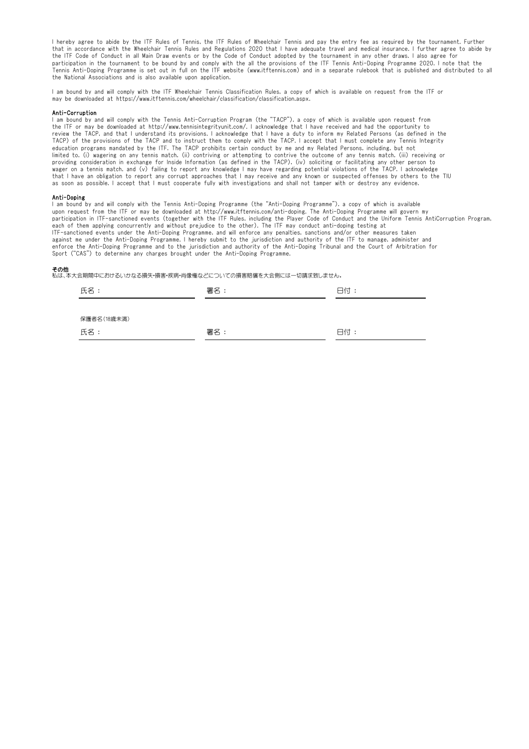I hereby agree to abide by the ITF Rules of Tennis, the ITF Rules of Wheelchair Tennis and pay the entry fee as required by the tournament. Further that in accordance with the Wheelchair Tennis Rules and Regulations 2020 that I have adequate travel and medical insurance. I further agree to abide by the ITF Code of Conduct in all Main Draw events or by the Code of Conduct adopted by the tournament in any other draws. I also agree for participation in the tournament to be bound by and comply with the all the provisions of the ITF Tennis Anti-Doping Programme 2020. I note that the Tennis Anti-Doping Programme is set out in full on the ITF website (www.itftennis.com) and in a separate rulebook that is published and distributed to all the National Associations and is also available upon application.

I am bound by and will comply with the ITF Wheelchair Tennis Classification Rules, a copy of which is available on request from the ITF or may be downloaded at https://www.itftennis.com/wheelchair/classification/classification.aspx.

**Anti-Corruption**
I am bound by and will comply with the Tennis Anti-Corruption Program (the "TACP"), a copy of which is available upon request from the ITF or may be downloaded at http://www.tennisintegrityunit.com/. I acknowledge that I have received and had the opportunity to review the TACP, and that I understand its provisions. I acknowledge that I have a duty to inform my Related Persons (as defined in the TACP) of the provisions of the TACP and to instruct them to comply with the TACP. I accept that I must complete any Tennis Integrity education programs mandated by the ITF. The TACP prohibits certain conduct by me and my Related Persons, including, but not limited to, (i) wagering on any tennis match, (ii) contriving or attempting to contrive the outcome of any tennis match, (iii) receiving or providing consideration in exchange for Inside Information (as defined in the TACP), (iv) soliciting or facilitating any other person to wager on a tennis match, and (v) failing to report any knowledge I may have regarding potential violations of the TACP. I acknowledge that I have an obligation to report any corrupt approaches that I may receive and any known or suspected offenses by others to the TIU as soon as possible. I accept that I must cooperate fully with investigations and shall not tamper with or destroy any evidence.

**Anti-Doping**
I am bound by and will comply with the Tennis Anti-Doping Programme (the "Anti-Doping Programme"), a copy of which is available upon request from the ITF or may be downloaded at http://www.itftennis.com/anti-doping. The Anti-Doping Programme will govern my participation in ITF-sanctioned events (together with the ITF Rules, including the Player Code of Conduct and the Uniform Tennis AntiCorruption Program, each of them applying concurrently and without prejudice to the other). The ITF may conduct anti-doping testing at ITF-sanctioned events under the Anti-Doping Programme, and will enforce any penalties, sanctions and/or other measures taken against me under the Anti-Doping Programme. I hereby submit to the jurisdiction and authority of the ITF to manage, administer and enforce the Anti-Doping Programme and to the jurisdiction and authority of the Anti-Doping Tribunal and the Court of Arbitration for Sport ("CAS") to determine any charges brought under the Anti-Doping Programme.

**その他**
私は、本大会期間中におけるいかなる損失・損害・疾病・肖像権などについての損害賠償を大会側には一切請求致しません。

氏名：　　　　　署名：　　　　　日付：

保護者名(18歳未満)

氏名：　　　　　署名：　　　　　日付：